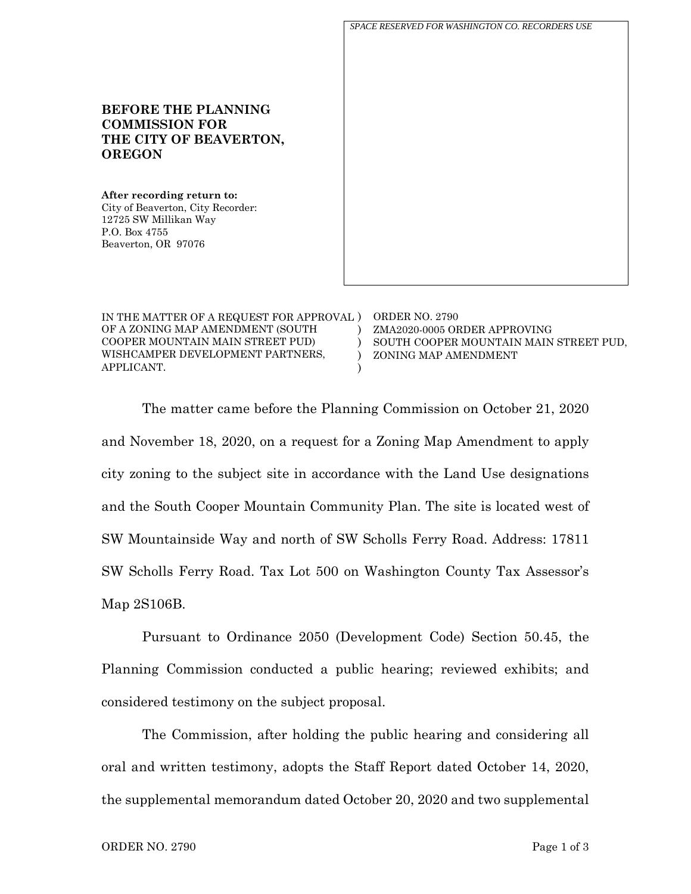*SPACE RESERVED FOR WASHINGTON CO. RECORDERS USE*

**BEFORE THE PLANNING COMMISSION FOR THE CITY OF BEAVERTON, OREGON**

**After recording return to:**
City of Beaverton, City Recorder:
12725 SW Millikan Way
P.O. Box 4755
Beaverton, OR 97076

| | | |
|---|---|---|
| IN THE MATTER OF A REQUEST FOR APPROVAL OF A ZONING MAP AMENDMENT (SOUTH COOPER MOUNTAIN MAIN STREET PUD) WISHCAMPER DEVELOPMENT PARTNERS, APPLICANT. | ) ) ) ) ) | ORDER NO. 2790 ZMA2020-0005 ORDER APPROVING SOUTH COOPER MOUNTAIN MAIN STREET PUD, ZONING MAP AMENDMENT |

The matter came before the Planning Commission on October 21, 2020 and November 18, 2020, on a request for a Zoning Map Amendment to apply city zoning to the subject site in accordance with the Land Use designations and the South Cooper Mountain Community Plan. The site is located west of SW Mountainside Way and north of SW Scholls Ferry Road. Address: 17811 SW Scholls Ferry Road. Tax Lot 500 on Washington County Tax Assessor's Map 2S106B.

Pursuant to Ordinance 2050 (Development Code) Section 50.45, the Planning Commission conducted a public hearing; reviewed exhibits; and considered testimony on the subject proposal.

The Commission, after holding the public hearing and considering all oral and written testimony, adopts the Staff Report dated October 14, 2020, the supplemental memorandum dated October 20, 2020 and two supplemental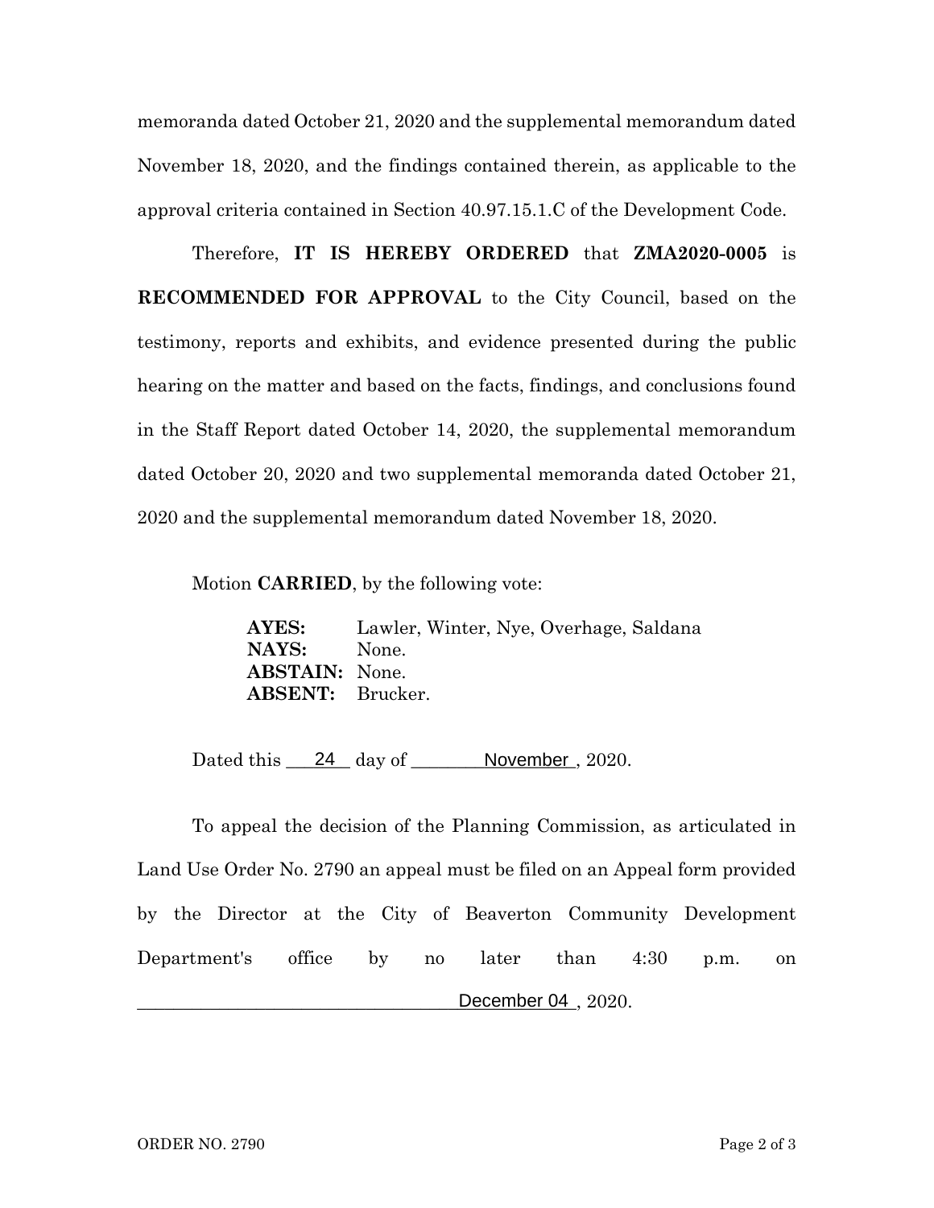memoranda dated October 21, 2020 and the supplemental memorandum dated November 18, 2020, and the findings contained therein, as applicable to the approval criteria contained in Section 40.97.15.1.C of the Development Code.

Therefore, **IT IS HEREBY ORDERED** that **ZMA2020-0005** is **RECOMMENDED FOR APPROVAL** to the City Council, based on the testimony, reports and exhibits, and evidence presented during the public hearing on the matter and based on the facts, findings, and conclusions found in the Staff Report dated October 14, 2020, the supplemental memorandum dated October 20, 2020 and two supplemental memoranda dated October 21, 2020 and the supplemental memorandum dated November 18, 2020.

Motion **CARRIED**, by the following vote:

**AYES:** Lawler, Winter, Nye, Overhage, Saldana
**NAYS:** None.
**ABSTAIN:** None.
**ABSENT:** Brucker.

Dated this 24 day of November, 2020.

To appeal the decision of the Planning Commission, as articulated in Land Use Order No. 2790 an appeal must be filed on an Appeal form provided by the Director at the City of Beaverton Community Development Department's office by no later than 4:30 p.m. on December 04, 2020.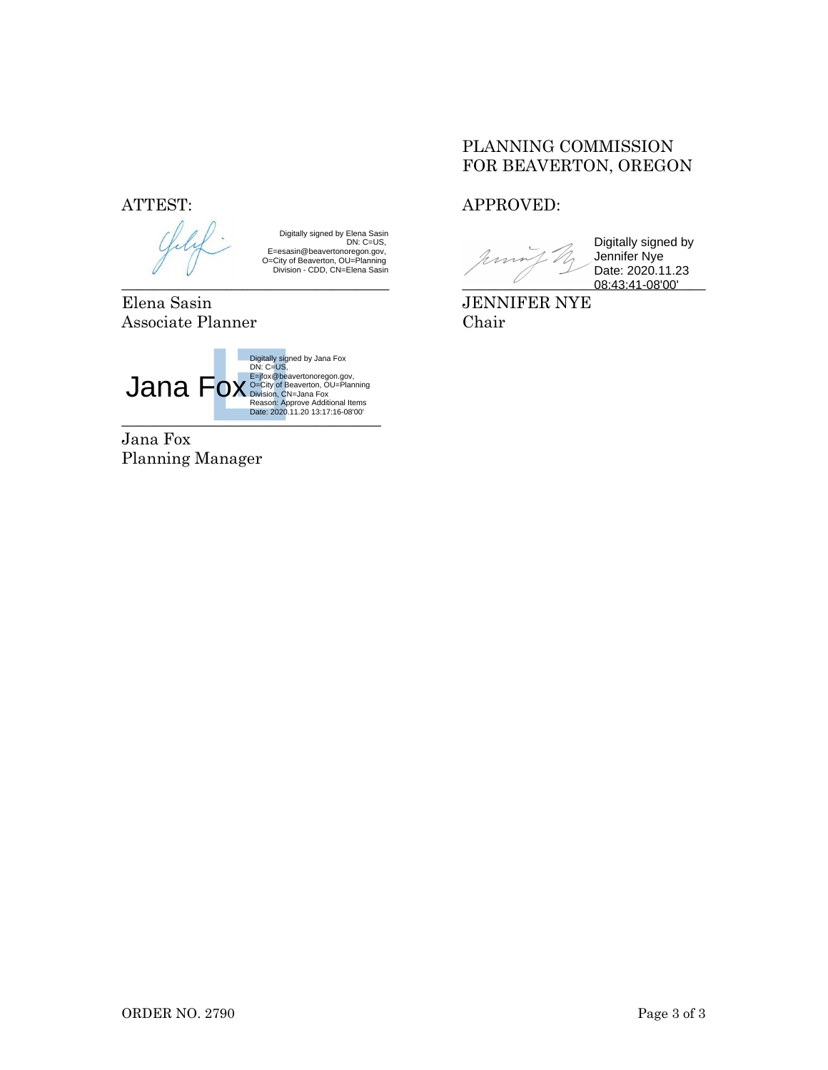PLANNING COMMISSION
FOR BEAVERTON, OREGON

ATTEST:

Digitally signed by Elena Sasin
DN: C=US,
E=esasin@beavertonoregon.gov,
O=City of Beaverton, OU=Planning
Division - CDD, CN=Elena Sasin

\_\_\_\_\_\_\_\_\_\_\_\_\_\_\_\_\_\_\_\_\_\_\_\_\_\_\_\_\_\_\_\_\_\_\_\_

Elena Sasin
Associate Planner

Jana Fox

Digitally signed by Jana Fox
DN: C=US,
E=jfox@beavertonoregon.gov,
O=City of Beaverton, OU=Planning
Division, CN=Jana Fox
Reason: Approve Additional Items
Date: 2020.11.20 13:17:16-08'00'

\_\_\_\_\_\_\_\_\_\_\_\_\_\_\_\_\_\_\_\_\_\_\_\_\_\_\_\_\_\_\_\_\_\_\_\_

Jana Fox
Planning Manager

APPROVED:

Digitally signed by
Jennifer Nye
Date: 2020.11.23
08:43:41-08'00'

\_\_\_\_\_\_\_\_\_\_\_\_\_\_\_\_\_\_\_\_\_\_\_\_\_\_\_\_\_\_\_\_\_\_\_\_

JENNIFER NYE
Chair

ORDER NO. 2790